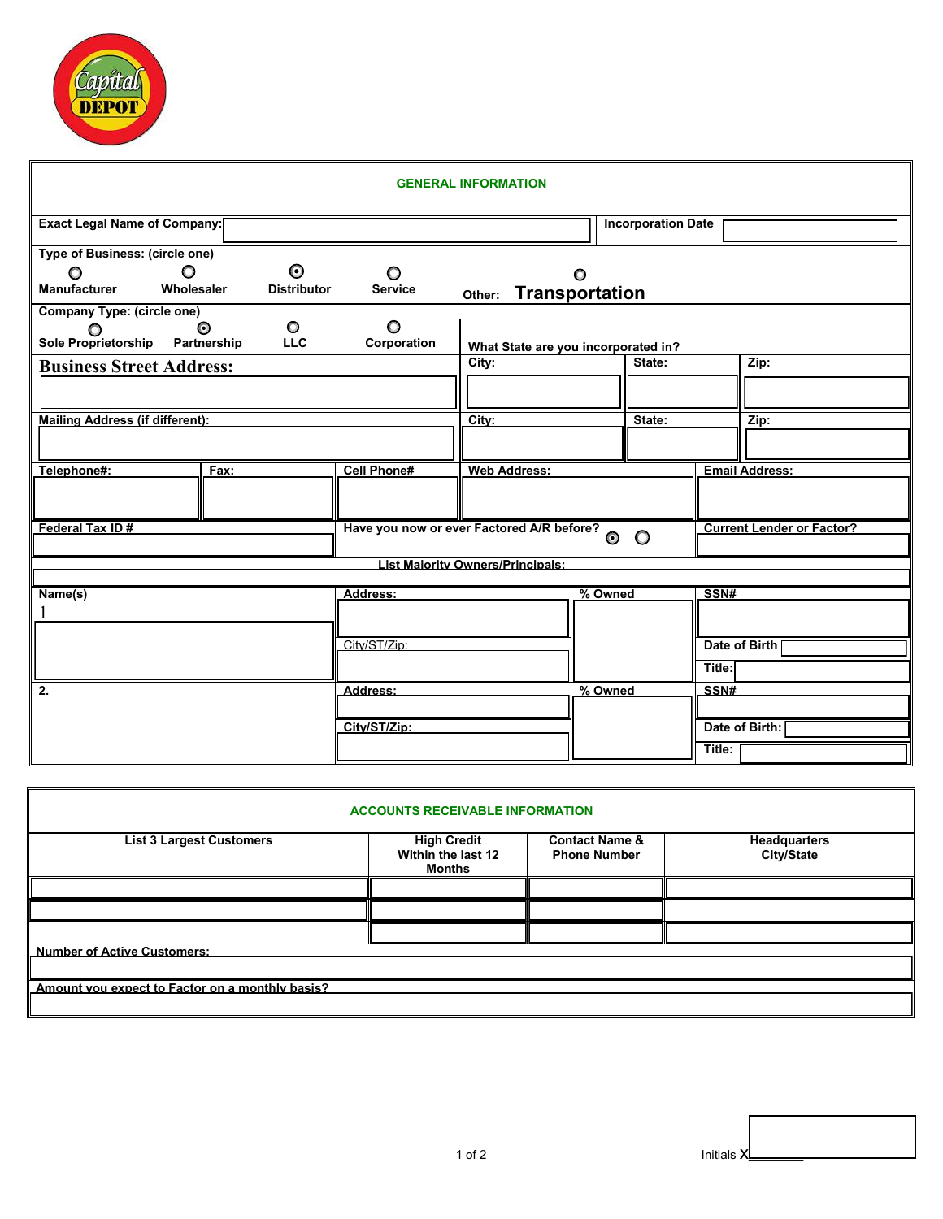Capital DEPOT

## GENERAL INFORMATION

**Exact Legal Name of Company:**

**Incorporation Date**

**Type of Business: (circle one)**

- ○ Manufacturer
- ○ Wholesaler
- ⊙ Distributor
- ○ Service
- ○ Other: **Transportation**

**Company Type: (circle one)**

- ○ Sole Proprietorship
- ⊙ Partnership
- ○ LLC
- ○ Corporation

**What State are you incorporated in?**

| Business Street Address: | City: | State: | Zip: |
|---|---|---|---|
| | | | |

| Mailing Address (if different): | City: | State: | Zip: |
|---|---|---|---|
| | | | |

| Telephone#: | Fax: | Cell Phone# | Web Address: | Email Address: |
|---|---|---|---|---|
| | | | | |

| Federal Tax ID # | Have you now or ever Factored A/R before? ⊙ ○ | Current Lender or Factor? |
|---|---|---|
| | | |

**List Majority Owners/Principals:**

| Name(s) | Address: | % Owned | SSN# |
|---|---|---|---|
| 1 | | | |
| | City/ST/Zip: | | Date of Birth |
| | | | Title: |
| 2. | Address: | % Owned | SSN# |
| | City/ST/Zip: | | Date of Birth: |
| | | | Title: |

## ACCOUNTS RECEIVABLE INFORMATION

| List 3 Largest Customers | High Credit Within the last 12 Months | Contact Name & Phone Number | Headquarters City/State |
|---|---|---|---|
| | | | |
| | | | |
| | | | |

**Number of Active Customers:**

**Amount you expect to Factor on a monthly basis?**

Initials X________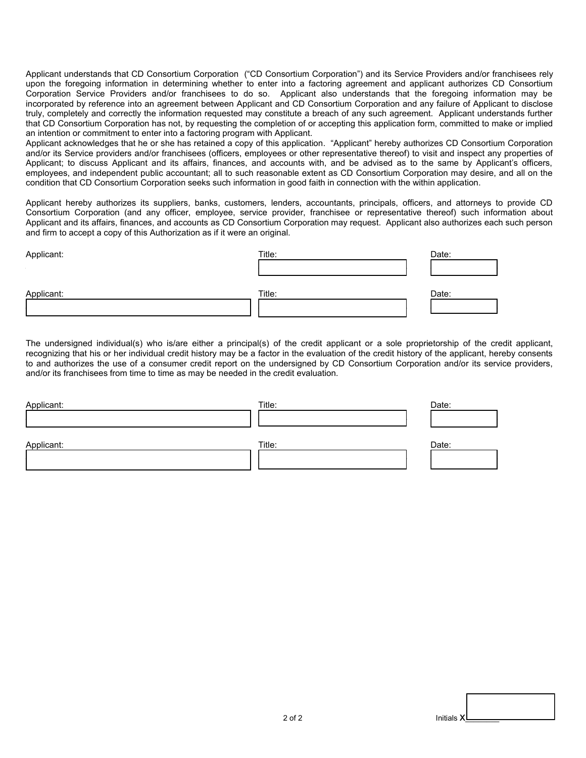Applicant understands that CD Consortium Corporation ("CD Consortium Corporation") and its Service Providers and/or franchisees rely upon the foregoing information in determining whether to enter into a factoring agreement and applicant authorizes CD Consortium Corporation Service Providers and/or franchisees to do so. Applicant also understands that the foregoing information may be incorporated by reference into an agreement between Applicant and CD Consortium Corporation and any failure of Applicant to disclose truly, completely and correctly the information requested may constitute a breach of any such agreement. Applicant understands further that CD Consortium Corporation has not, by requesting the completion of or accepting this application form, committed to make or implied an intention or commitment to enter into a factoring program with Applicant.
Applicant acknowledges that he or she has retained a copy of this application. "Applicant" hereby authorizes CD Consortium Corporation and/or its Service providers and/or franchisees (officers, employees or other representative thereof) to visit and inspect any properties of Applicant; to discuss Applicant and its affairs, finances, and accounts with, and be advised as to the same by Applicant's officers, employees, and independent public accountant; all to such reasonable extent as CD Consortium Corporation may desire, and all on the condition that CD Consortium Corporation seeks such information in good faith in connection with the within application.

Applicant hereby authorizes its suppliers, banks, customers, lenders, accountants, principals, officers, and attorneys to provide CD Consortium Corporation (and any officer, employee, service provider, franchisee or representative thereof) such information about Applicant and its affairs, finances, and accounts as CD Consortium Corporation may request. Applicant also authorizes each such person and firm to accept a copy of this Authorization as if it were an original.

| Applicant: | Title: | Date: |
|---|---|---|
| | | |

| Applicant: | Title: | Date: |
|---|---|---|
| | | |

The undersigned individual(s) who is/are either a principal(s) of the credit applicant or a sole proprietorship of the credit applicant, recognizing that his or her individual credit history may be a factor in the evaluation of the credit history of the applicant, hereby consents to and authorizes the use of a consumer credit report on the undersigned by CD Consortium Corporation and/or its service providers, and/or its franchisees from time to time as may be needed in the credit evaluation.

| Applicant: | Title: | Date: |
|---|---|---|
| | | |

| Applicant: | Title: | Date: |
|---|---|---|
| | | |

Initials X